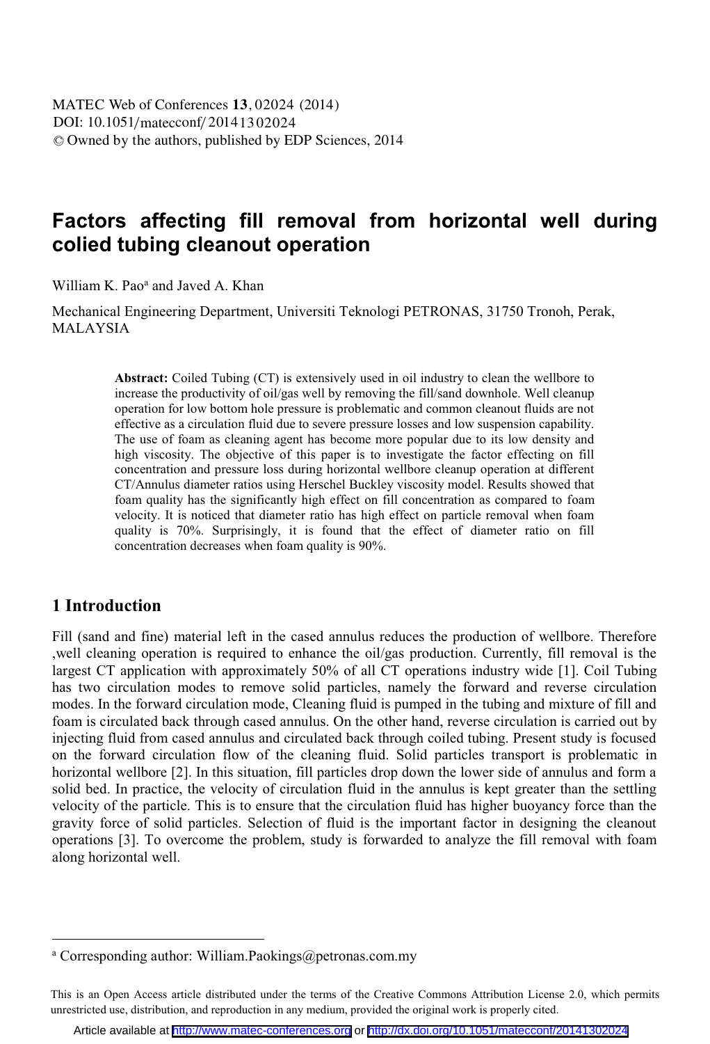# Factors affecting fill removal from horizontal well during colied tubing cleanout operation

William K. Pao[a] and Javed A. Khan

Mechanical Engineering Department, Universiti Teknologi PETRONAS, 31750 Tronoh, Perak, MALAYSIA

**Abstract:** Coiled Tubing (CT) is extensively used in oil industry to clean the wellbore to increase the productivity of oil/gas well by removing the fill/sand downhole. Well cleanup operation for low bottom hole pressure is problematic and common cleanout fluids are not effective as a circulation fluid due to severe pressure losses and low suspension capability. The use of foam as cleaning agent has become more popular due to its low density and high viscosity. The objective of this paper is to investigate the factor effecting on fill concentration and pressure loss during horizontal wellbore cleanup operation at different CT/Annulus diameter ratios using Herschel Buckley viscosity model. Results showed that foam quality has the significantly high effect on fill concentration as compared to foam velocity. It is noticed that diameter ratio has high effect on particle removal when foam quality is 70%. Surprisingly, it is found that the effect of diameter ratio on fill concentration decreases when foam quality is 90%.

## 1 Introduction

Fill (sand and fine) material left in the cased annulus reduces the production of wellbore. Therefore ,well cleaning operation is required to enhance the oil/gas production. Currently, fill removal is the largest CT application with approximately 50% of all CT operations industry wide [1]. Coil Tubing has two circulation modes to remove solid particles, namely the forward and reverse circulation modes. In the forward circulation mode, Cleaning fluid is pumped in the tubing and mixture of fill and foam is circulated back through cased annulus. On the other hand, reverse circulation is carried out by injecting fluid from cased annulus and circulated back through coiled tubing. Present study is focused on the forward circulation flow of the cleaning fluid. Solid particles transport is problematic in horizontal wellbore [2]. In this situation, fill particles drop down the lower side of annulus and form a solid bed. In practice, the velocity of circulation fluid in the annulus is kept greater than the settling velocity of the particle. This is to ensure that the circulation fluid has higher buoyancy force than the gravity force of solid particles. Selection of fluid is the important factor in designing the cleanout operations [3]. To overcome the problem, study is forwarded to analyze the fill removal with foam along horizontal well.

---

[a] Corresponding author: William.Paokings@petronas.com.my

This is an Open Access article distributed under the terms of the Creative Commons Attribution License 2.0, which permits unrestricted use, distribution, and reproduction in any medium, provided the original work is properly cited.

Article available at http://www.matec-conferences.org or http://dx.doi.org/10.1051/matecconf/20141302024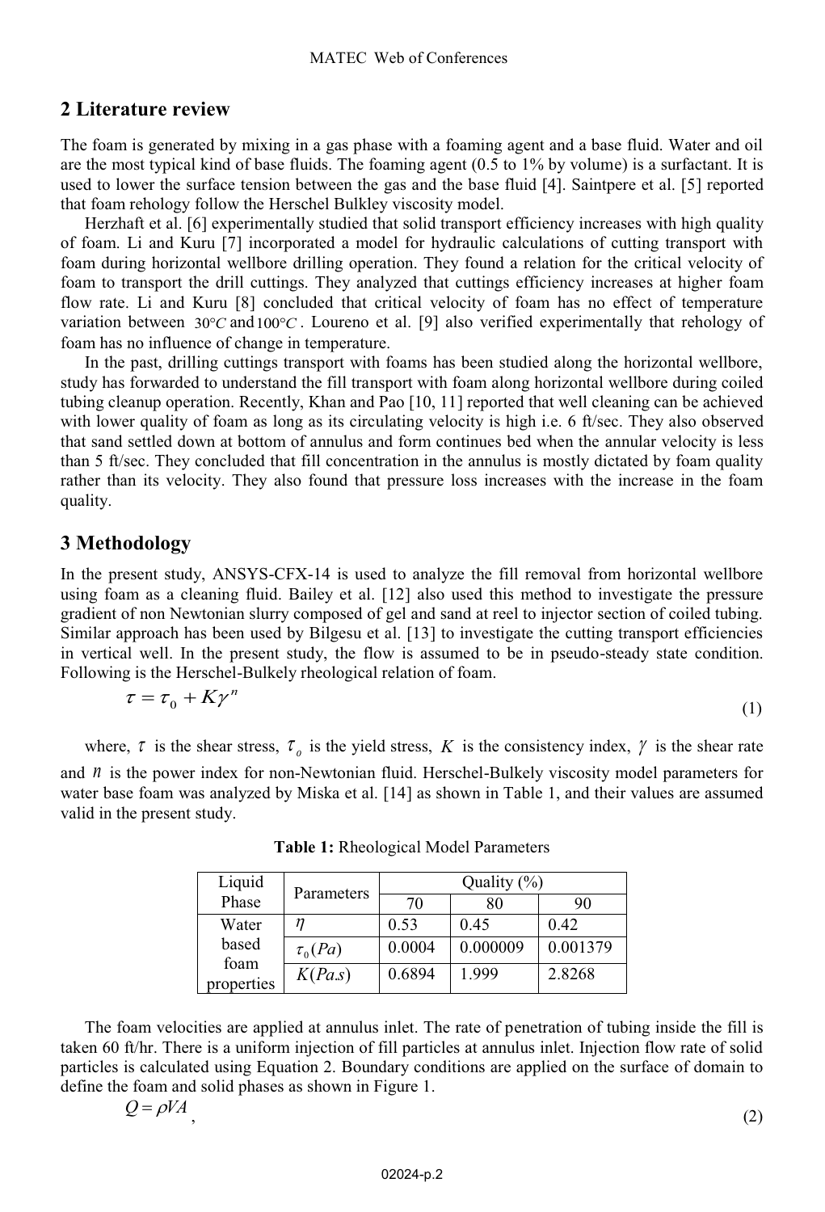## 2 Literature review

The foam is generated by mixing in a gas phase with a foaming agent and a base fluid. Water and oil are the most typical kind of base fluids. The foaming agent (0.5 to 1% by volume) is a surfactant. It is used to lower the surface tension between the gas and the base fluid [4]. Saintpere et al. [5] reported that foam rehology follow the Herschel Bulkley viscosity model.

Herzhaft et al. [6] experimentally studied that solid transport efficiency increases with high quality of foam. Li and Kuru [7] incorporated a model for hydraulic calculations of cutting transport with foam during horizontal wellbore drilling operation. They found a relation for the critical velocity of foam to transport the drill cuttings. They analyzed that cuttings efficiency increases at higher foam flow rate. Li and Kuru [8] concluded that critical velocity of foam has no effect of temperature variation between $30°C$ and $100°C$. Loureno et al. [9] also verified experimentally that rehology of foam has no influence of change in temperature.

In the past, drilling cuttings transport with foams has been studied along the horizontal wellbore, study has forwarded to understand the fill transport with foam along horizontal wellbore during coiled tubing cleanup operation. Recently, Khan and Pao [10, 11] reported that well cleaning can be achieved with lower quality of foam as long as its circulating velocity is high i.e. 6 ft/sec. They also observed that sand settled down at bottom of annulus and form continues bed when the annular velocity is less than 5 ft/sec. They concluded that fill concentration in the annulus is mostly dictated by foam quality rather than its velocity. They also found that pressure loss increases with the increase in the foam quality.

## 3 Methodology

In the present study, ANSYS-CFX-14 is used to analyze the fill removal from horizontal wellbore using foam as a cleaning fluid. Bailey et al. [12] also used this method to investigate the pressure gradient of non Newtonian slurry composed of gel and sand at reel to injector section of coiled tubing. Similar approach has been used by Bilgesu et al. [13] to investigate the cutting transport efficiencies in vertical well. In the present study, the flow is assumed to be in pseudo-steady state condition. Following is the Herschel-Bulkely rheological relation of foam.

$$\tau = \tau_0 + K\gamma^n \tag{1}$$

where, $\tau$ is the shear stress, $\tau_o$ is the yield stress, $K$ is the consistency index, $\gamma$ is the shear rate and $n$ is the power index for non-Newtonian fluid. Herschel-Bulkely viscosity model parameters for water base foam was analyzed by Miska et al. [14] as shown in Table 1, and their values are assumed valid in the present study.

**Table 1:** Rheological Model Parameters

| Liquid Phase | Parameters | Quality (%) | | |
|---|---|---|---|---|
| | | 70 | 80 | 90 |
| Water based foam properties | $\eta$ | 0.53 | 0.45 | 0.42 |
| | $\tau_0(Pa)$ | 0.0004 | 0.000009 | 0.001379 |
| | $K(Pa.s)$ | 0.6894 | 1.999 | 2.8268 |

The foam velocities are applied at annulus inlet. The rate of penetration of tubing inside the fill is taken 60 ft/hr. There is a uniform injection of fill particles at annulus inlet. Injection flow rate of solid particles is calculated using Equation 2. Boundary conditions are applied on the surface of domain to define the foam and solid phases as shown in Figure 1.

$$Q = \rho VA \tag{2}$$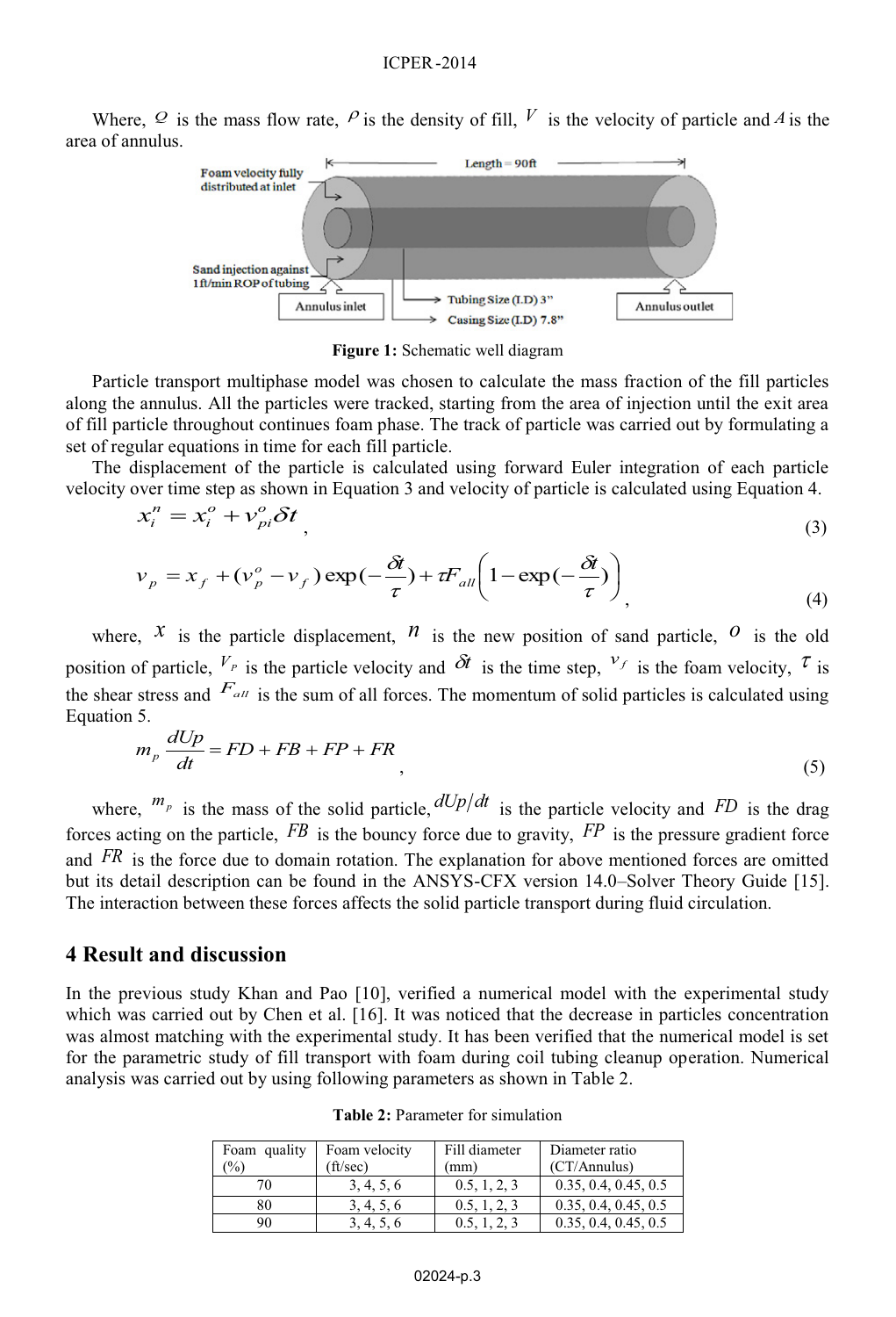Where, $Q$ is the mass flow rate, $\rho$ is the density of fill, $V$ is the velocity of particle and $A$ is the area of annulus.

**Figure 1:** Schematic well diagram

Particle transport multiphase model was chosen to calculate the mass fraction of the fill particles along the annulus. All the particles were tracked, starting from the area of injection until the exit area of fill particle throughout continues foam phase. The track of particle was carried out by formulating a set of regular equations in time for each fill particle.

The displacement of the particle is calculated using forward Euler integration of each particle velocity over time step as shown in Equation 3 and velocity of particle is calculated using Equation 4.

$$x_i^n = x_i^o + v_{pi}^o \delta t \quad , \tag{3}$$

$$v_p = x_f + (v_p^o - v_f)\exp(-\frac{\delta t}{\tau}) + \tau F_{all}\left(1 - \exp(-\frac{\delta t}{\tau})\right) \quad , \tag{4}$$

where, $x$ is the particle displacement, $n$ is the new position of sand particle, $o$ is the old position of particle, $V_P$ is the particle velocity and $\delta t$ is the time step, $v_f$ is the foam velocity, $\tau$ is the shear stress and $F_{all}$ is the sum of all forces. The momentum of solid particles is calculated using Equation 5.

$$m_p \frac{dUp}{dt} = FD + FB + FP + FR \quad , \tag{5}$$

where, $m_p$ is the mass of the solid particle, $dUp/dt$ is the particle velocity and $FD$ is the drag forces acting on the particle, $FB$ is the bouncy force due to gravity, $FP$ is the pressure gradient force and $FR$ is the force due to domain rotation. The explanation for above mentioned forces are omitted but its detail description can be found in the ANSYS-CFX version 14.0–Solver Theory Guide [15]. The interaction between these forces affects the solid particle transport during fluid circulation.

## 4 Result and discussion

In the previous study Khan and Pao [10], verified a numerical model with the experimental study which was carried out by Chen et al. [16]. It was noticed that the decrease in particles concentration was almost matching with the experimental study. It has been verified that the numerical model is set for the parametric study of fill transport with foam during coil tubing cleanup operation. Numerical analysis was carried out by using following parameters as shown in Table 2.

**Table 2:** Parameter for simulation

| Foam quality (%) | Foam velocity (ft/sec) | Fill diameter (mm) | Diameter ratio (CT/Annulus) |
|---|---|---|---|
| 70 | 3, 4, 5, 6 | 0.5, 1, 2, 3 | 0.35, 0.4, 0.45, 0.5 |
| 80 | 3, 4, 5, 6 | 0.5, 1, 2, 3 | 0.35, 0.4, 0.45, 0.5 |
| 90 | 3, 4, 5, 6 | 0.5, 1, 2, 3 | 0.35, 0.4, 0.45, 0.5 |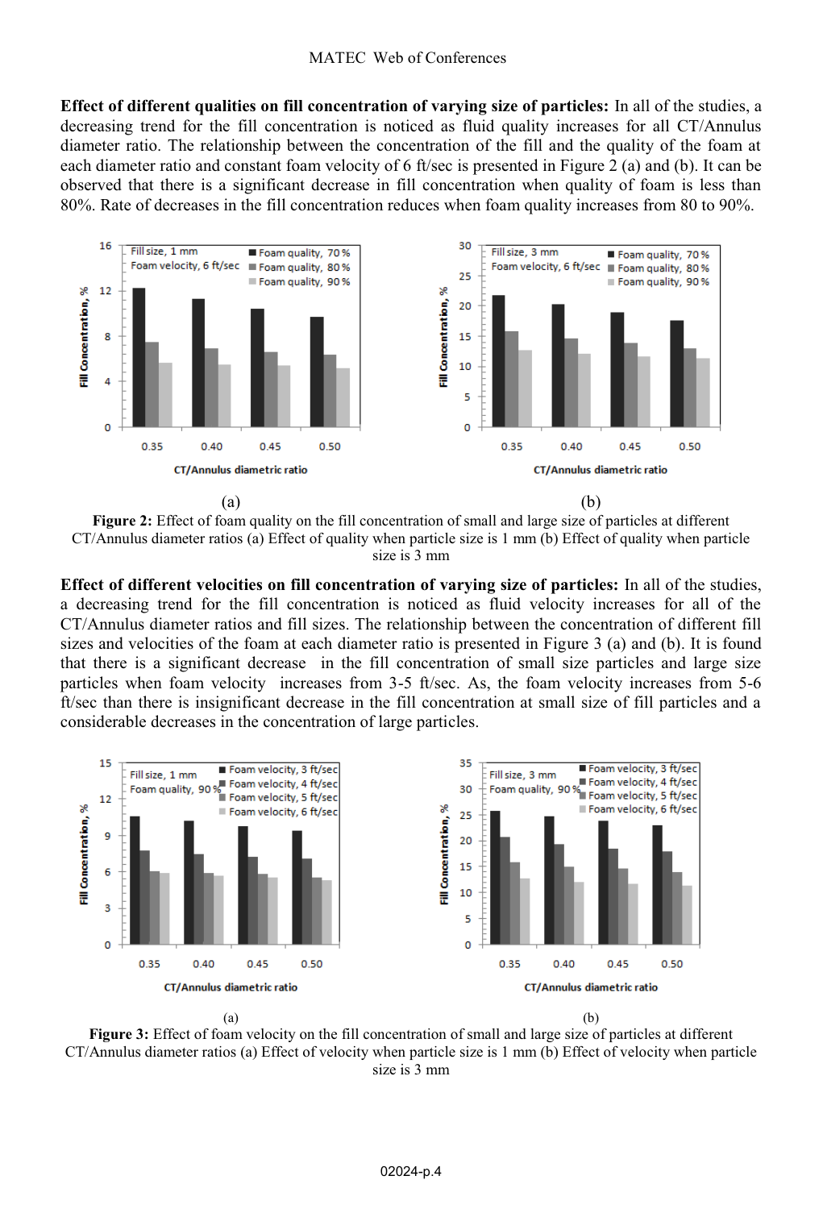**Effect of different qualities on fill concentration of varying size of particles:** In all of the studies, a decreasing trend for the fill concentration is noticed as fluid quality increases for all CT/Annulus diameter ratio. The relationship between the concentration of the fill and the quality of the foam at each diameter ratio and constant foam velocity of 6 ft/sec is presented in Figure 2 (a) and (b). It can be observed that there is a significant decrease in fill concentration when quality of foam is less than 80%. Rate of decreases in the fill concentration reduces when foam quality increases from 80 to 90%.

(a) (b)

**Figure 2:** Effect of foam quality on the fill concentration of small and large size of particles at different CT/Annulus diameter ratios (a) Effect of quality when particle size is 1 mm (b) Effect of quality when particle size is 3 mm

**Effect of different velocities on fill concentration of varying size of particles:** In all of the studies, a decreasing trend for the fill concentration is noticed as fluid velocity increases for all of the CT/Annulus diameter ratios and fill sizes. The relationship between the concentration of different fill sizes and velocities of the foam at each diameter ratio is presented in Figure 3 (a) and (b). It is found that there is a significant decrease in the fill concentration of small size particles and large size particles when foam velocity increases from 3-5 ft/sec. As, the foam velocity increases from 5-6 ft/sec than there is insignificant decrease in the fill concentration at small size of fill particles and a considerable decreases in the concentration of large particles.

(a) (b)

**Figure 3:** Effect of foam velocity on the fill concentration of small and large size of particles at different CT/Annulus diameter ratios (a) Effect of velocity when particle size is 1 mm (b) Effect of velocity when particle size is 3 mm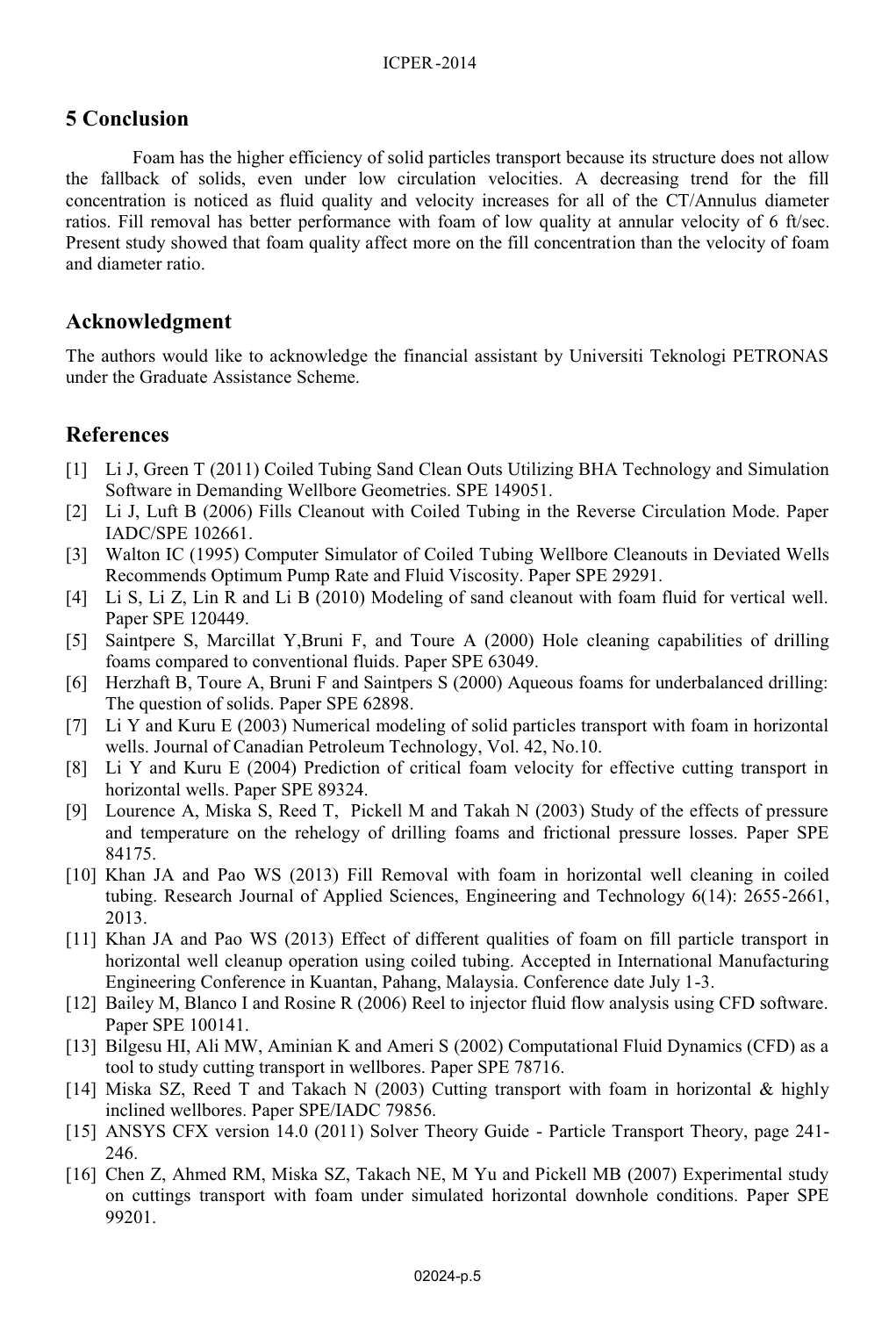## 5 Conclusion

Foam has the higher efficiency of solid particles transport because its structure does not allow the fallback of solids, even under low circulation velocities. A decreasing trend for the fill concentration is noticed as fluid quality and velocity increases for all of the CT/Annulus diameter ratios. Fill removal has better performance with foam of low quality at annular velocity of 6 ft/sec. Present study showed that foam quality affect more on the fill concentration than the velocity of foam and diameter ratio.

## Acknowledgment

The authors would like to acknowledge the financial assistant by Universiti Teknologi PETRONAS under the Graduate Assistance Scheme.

## References

[1] Li J, Green T (2011) Coiled Tubing Sand Clean Outs Utilizing BHA Technology and Simulation Software in Demanding Wellbore Geometries. SPE 149051.

[2] Li J, Luft B (2006) Fills Cleanout with Coiled Tubing in the Reverse Circulation Mode. Paper IADC/SPE 102661.

[3] Walton IC (1995) Computer Simulator of Coiled Tubing Wellbore Cleanouts in Deviated Wells Recommends Optimum Pump Rate and Fluid Viscosity. Paper SPE 29291.

[4] Li S, Li Z, Lin R and Li B (2010) Modeling of sand cleanout with foam fluid for vertical well. Paper SPE 120449.

[5] Saintpere S, Marcillat Y,Bruni F, and Toure A (2000) Hole cleaning capabilities of drilling foams compared to conventional fluids. Paper SPE 63049.

[6] Herzhaft B, Toure A, Bruni F and Saintpers S (2000) Aqueous foams for underbalanced drilling: The question of solids. Paper SPE 62898.

[7] Li Y and Kuru E (2003) Numerical modeling of solid particles transport with foam in horizontal wells. Journal of Canadian Petroleum Technology, Vol. 42, No.10.

[8] Li Y and Kuru E (2004) Prediction of critical foam velocity for effective cutting transport in horizontal wells. Paper SPE 89324.

[9] Lourence A, Miska S, Reed T, Pickell M and Takah N (2003) Study of the effects of pressure and temperature on the rehelogy of drilling foams and frictional pressure losses. Paper SPE 84175.

[10] Khan JA and Pao WS (2013) Fill Removal with foam in horizontal well cleaning in coiled tubing. Research Journal of Applied Sciences, Engineering and Technology 6(14): 2655-2661, 2013.

[11] Khan JA and Pao WS (2013) Effect of different qualities of foam on fill particle transport in horizontal well cleanup operation using coiled tubing. Accepted in International Manufacturing Engineering Conference in Kuantan, Pahang, Malaysia. Conference date July 1-3.

[12] Bailey M, Blanco I and Rosine R (2006) Reel to injector fluid flow analysis using CFD software. Paper SPE 100141.

[13] Bilgesu HI, Ali MW, Aminian K and Ameri S (2002) Computational Fluid Dynamics (CFD) as a tool to study cutting transport in wellbores. Paper SPE 78716.

[14] Miska SZ, Reed T and Takach N (2003) Cutting transport with foam in horizontal & highly inclined wellbores. Paper SPE/IADC 79856.

[15] ANSYS CFX version 14.0 (2011) Solver Theory Guide - Particle Transport Theory, page 241-246.

[16] Chen Z, Ahmed RM, Miska SZ, Takach NE, M Yu and Pickell MB (2007) Experimental study on cuttings transport with foam under simulated horizontal downhole conditions. Paper SPE 99201.